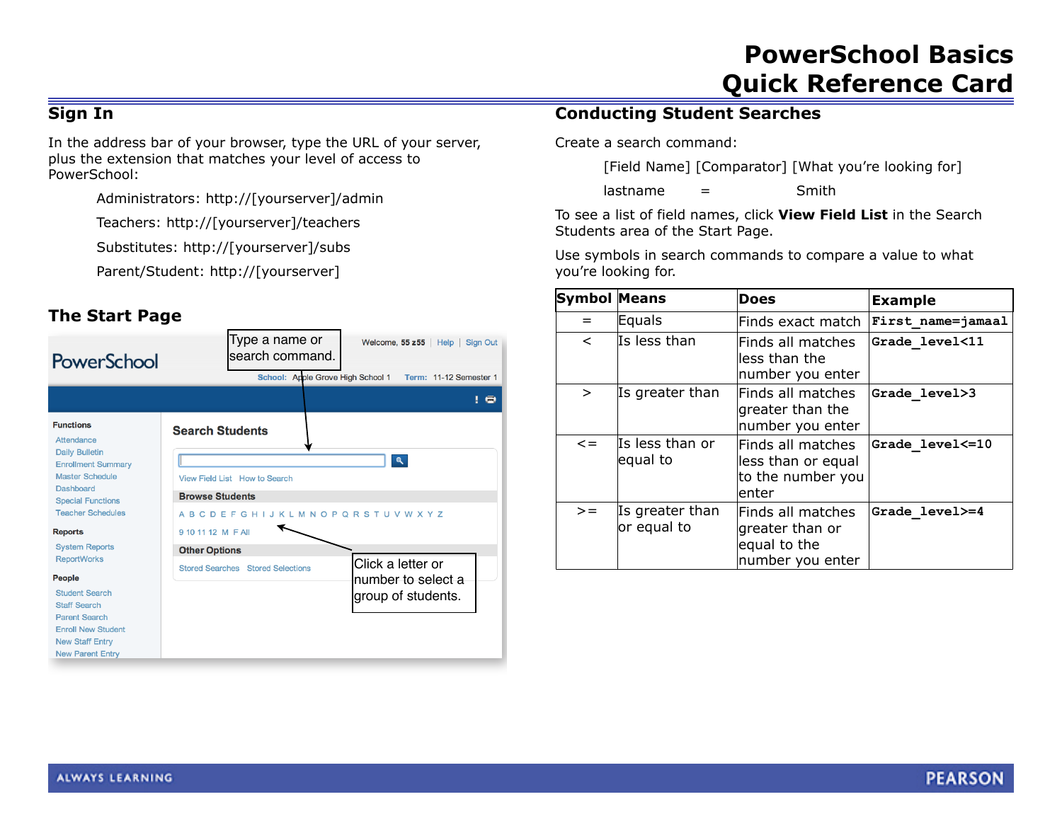# PowerSchool Basics
# Quick Reference Card

## Sign In

In the address bar of your browser, type the URL of your server, plus the extension that matches your level of access to PowerSchool:

Administrators: http://[yourserver]/admin

Teachers: http://[yourserver]/teachers

Substitutes: http://[yourserver]/subs

Parent/Student: http://[yourserver]

## The Start Page

Type a name or search command.

Click a letter or number to select a group of students.

## Conducting Student Searches

Create a search command:

[Field Name] [Comparator] [What you're looking for]

lastname = Smith

To see a list of field names, click **View Field List** in the Search Students area of the Start Page.

Use symbols in search commands to compare a value to what you're looking for.

| Symbol | Means | Does | Example |
|---|---|---|---|
| = | Equals | Finds exact match | `First_name=jamaal` |
| < | Is less than | Finds all matches less than the number you enter | `Grade_level<11` |
| > | Is greater than | Finds all matches greater than the number you enter | `Grade_level>3` |
| <= | Is less than or equal to | Finds all matches less than or equal to the number you enter | `Grade_level<=10` |
| >= | Is greater than or equal to | Finds all matches greater than or equal to the number you enter | `Grade_level>=4` |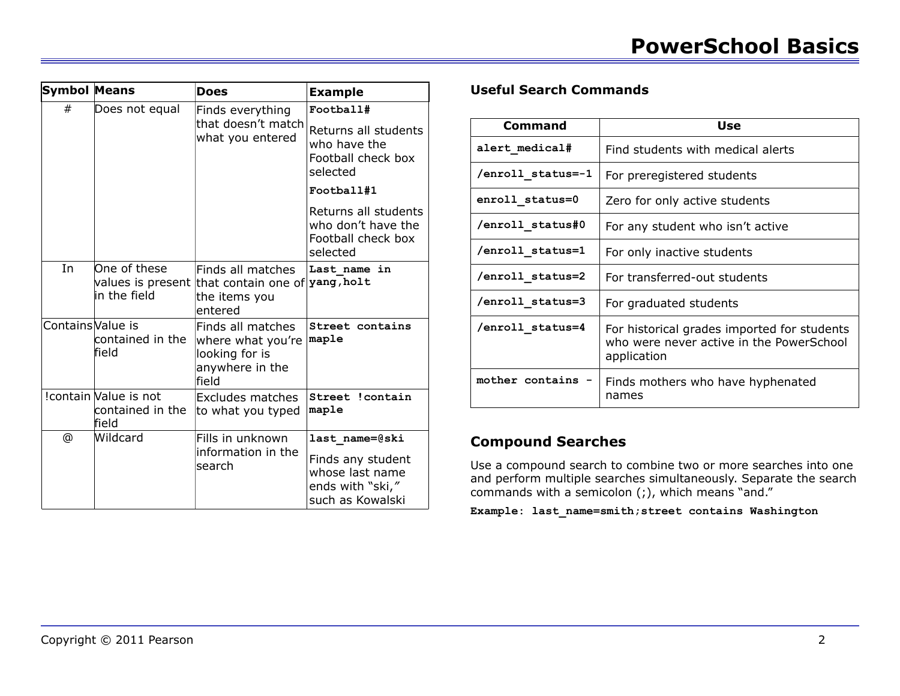| Symbol | Means | Does | Example |
| --- | --- | --- | --- |
| # | Does not equal | Finds everything that doesn't match what you entered | **Football#** Returns all students who have the Football check box selected **Football#1** Returns all students who don't have the Football check box selected |
| In | One of these values is present in the field | Finds all matches that contain one of the items you entered | **Last_name in yang,holt** |
| Contains | Value is contained in the field | Finds all matches where what you're looking for is anywhere in the field | **Street contains maple** |
| !contain | Value is not contained in the field | Excludes matches to what you typed | **Street !contain maple** |
| @ | Wildcard | Fills in unknown information in the search | **last_name=@ski** Finds any student whose last name ends with "ski," such as Kowalski |

### Useful Search Commands

| Command | Use |
| --- | --- |
| **alert_medical#** | Find students with medical alerts |
| **/enroll_status=-1** | For preregistered students |
| **enroll_status=0** | Zero for only active students |
| **/enroll_status#0** | For any student who isn't active |
| **/enroll_status=1** | For only inactive students |
| **/enroll_status=2** | For transferred-out students |
| **/enroll_status=3** | For graduated students |
| **/enroll_status=4** | For historical grades imported for students who were never active in the PowerSchool application |
| **mother contains -** | Finds mothers who have hyphenated names |

### Compound Searches

Use a compound search to combine two or more searches into one and perform multiple searches simultaneously. Separate the search commands with a semicolon (;), which means "and."

**Example: last_name=smith;street contains Washington**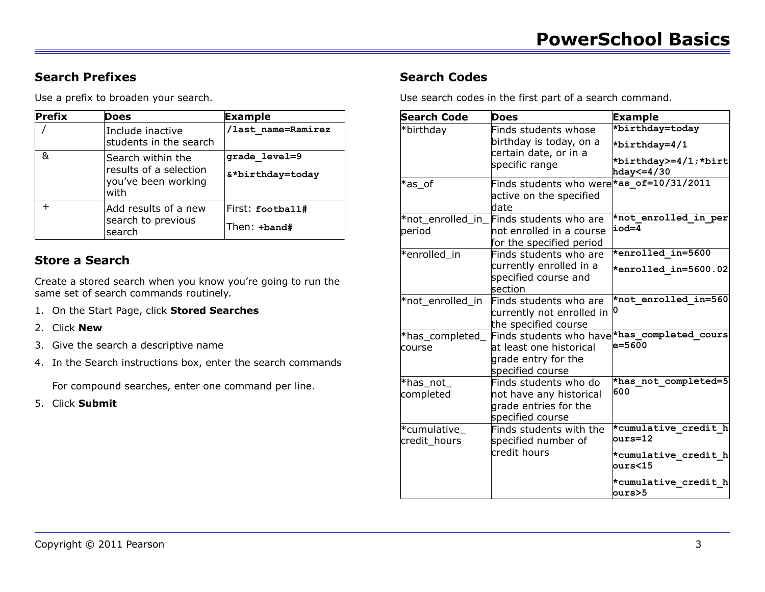## Search Prefixes

Use a prefix to broaden your search.

| Prefix | Does | Example |
|---|---|---|
| / | Include inactive students in the search | **/last_name=Ramirez** |
| & | Search within the results of a selection you've been working with | **grade_level=9** **&*birthday=today** |
| + | Add results of a new search to previous search | First: **football#** Then: **+band#** |

## Store a Search

Create a stored search when you know you're going to run the same set of search commands routinely.

1. On the Start Page, click **Stored Searches**
2. Click **New**
3. Give the search a descriptive name
4. In the Search instructions box, enter the search commands

   For compound searches, enter one command per line.
5. Click **Submit**

## Search Codes

Use search codes in the first part of a search command.

| Search Code | Does | Example |
|---|---|---|
| *birthday | Finds students whose birthday is today, on a certain date, or in a specific range | **\*birthday=today** **\*birthday=4/1** **\*birthday>=4/1;\*birthday<=4/30** |
| *as_of | Finds students who were active on the specified date | **\*as_of=10/31/2011** |
| *not_enrolled_in_period | Finds students who are not enrolled in a course for the specified period | **\*not_enrolled_in_period=4** |
| *enrolled_in | Finds students who are currently enrolled in a specified course and section | **\*enrolled_in=5600** **\*enrolled_in=5600.02** |
| *not_enrolled_in | Finds students who are currently not enrolled in the specified course | **\*not_enrolled_in=5600** |
| *has_completed_course | Finds students who have at least one historical grade entry for the specified course | **\*has_completed_course=5600** |
| *has_not_completed | Finds students who do not have any historical grade entries for the specified course | **\*has_not_completed=5600** |
| *cumulative_credit_hours | Finds students with the specified number of credit hours | **\*cumulative_credit_hours=12** **\*cumulative_credit_hours<15** **\*cumulative_credit_hours>5** |

Copyright © 2011 Pearson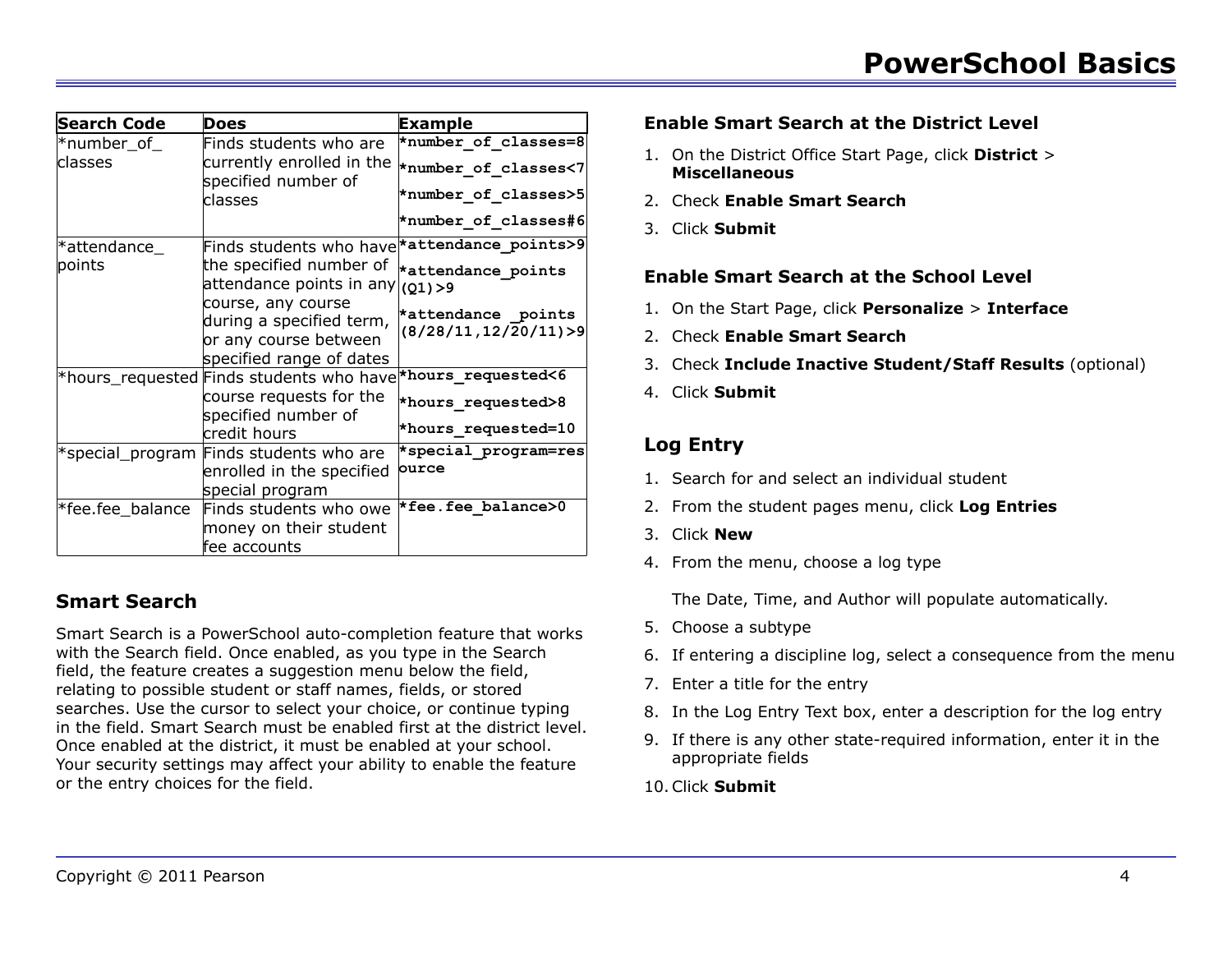| Search Code | Does | Example |
|---|---|---|
| *number_of_classes | Finds students who are currently enrolled in the specified number of classes | `*number_of_classes=8` `*number_of_classes<7` `*number_of_classes>5` `*number_of_classes#6` |
| *attendance_points | Finds students who have the specified number of attendance points in any course, any course during a specified term, or any course between specified range of dates | `*attendance_points>9` `*attendance_points (Q1)>9` `*attendance _points (8/28/11,12/20/11)>9` |
| *hours_requested | Finds students who have course requests for the specified number of credit hours | `*hours_requested<6` `*hours_requested>8` `*hours_requested=10` |
| *special_program | Finds students who are enrolled in the specified special program | `*special_program=resource` |
| *fee.fee_balance | Finds students who owe money on their student fee accounts | `*fee.fee_balance>0` |

### Smart Search

Smart Search is a PowerSchool auto-completion feature that works with the Search field. Once enabled, as you type in the Search field, the feature creates a suggestion menu below the field, relating to possible student or staff names, fields, or stored searches. Use the cursor to select your choice, or continue typing in the field. Smart Search must be enabled first at the district level. Once enabled at the district, it must be enabled at your school. Your security settings may affect your ability to enable the feature or the entry choices for the field.

#### Enable Smart Search at the District Level

1. On the District Office Start Page, click **District** > **Miscellaneous**
2. Check **Enable Smart Search**
3. Click **Submit**

#### Enable Smart Search at the School Level

1. On the Start Page, click **Personalize** > **Interface**
2. Check **Enable Smart Search**
3. Check **Include Inactive Student/Staff Results** (optional)
4. Click **Submit**

### Log Entry

1. Search for and select an individual student
2. From the student pages menu, click **Log Entries**
3. Click **New**
4. From the menu, choose a log type

   The Date, Time, and Author will populate automatically.
5. Choose a subtype
6. If entering a discipline log, select a consequence from the menu
7. Enter a title for the entry
8. In the Log Entry Text box, enter a description for the log entry
9. If there is any other state-required information, enter it in the appropriate fields
10. Click **Submit**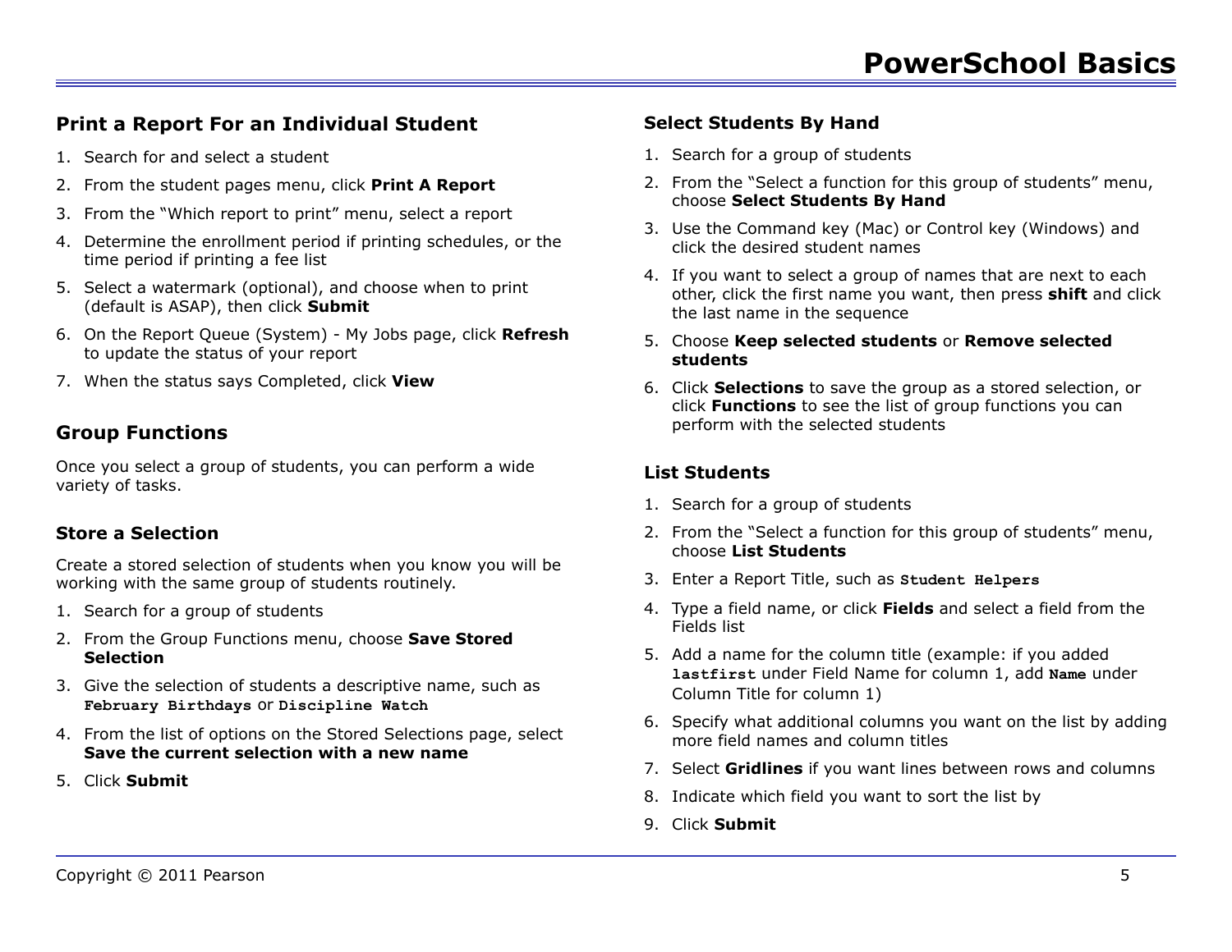## Print a Report For an Individual Student

1. Search for and select a student
2. From the student pages menu, click **Print A Report**
3. From the "Which report to print" menu, select a report
4. Determine the enrollment period if printing schedules, or the time period if printing a fee list
5. Select a watermark (optional), and choose when to print (default is ASAP), then click **Submit**
6. On the Report Queue (System) - My Jobs page, click **Refresh** to update the status of your report
7. When the status says Completed, click **View**

## Group Functions

Once you select a group of students, you can perform a wide variety of tasks.

### Store a Selection

Create a stored selection of students when you know you will be working with the same group of students routinely.

1. Search for a group of students
2. From the Group Functions menu, choose **Save Stored Selection**
3. Give the selection of students a descriptive name, such as `February Birthdays` or `Discipline Watch`
4. From the list of options on the Stored Selections page, select **Save the current selection with a new name**
5. Click **Submit**

### Select Students By Hand

1. Search for a group of students
2. From the "Select a function for this group of students" menu, choose **Select Students By Hand**
3. Use the Command key (Mac) or Control key (Windows) and click the desired student names
4. If you want to select a group of names that are next to each other, click the first name you want, then press **shift** and click the last name in the sequence
5. Choose **Keep selected students** or **Remove selected students**
6. Click **Selections** to save the group as a stored selection, or click **Functions** to see the list of group functions you can perform with the selected students

### List Students

1. Search for a group of students
2. From the "Select a function for this group of students" menu, choose **List Students**
3. Enter a Report Title, such as `Student Helpers`
4. Type a field name, or click **Fields** and select a field from the Fields list
5. Add a name for the column title (example: if you added `lastfirst` under Field Name for column 1, add `Name` under Column Title for column 1)
6. Specify what additional columns you want on the list by adding more field names and column titles
7. Select **Gridlines** if you want lines between rows and columns
8. Indicate which field you want to sort the list by
9. Click **Submit**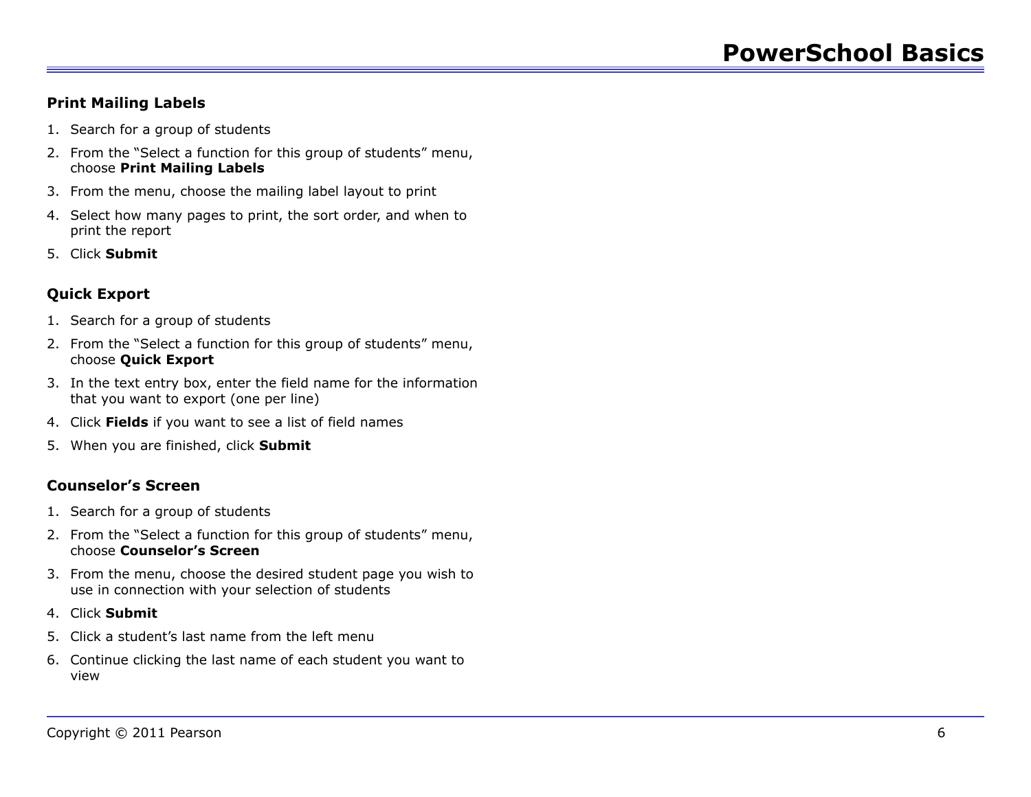### Print Mailing Labels

1. Search for a group of students
2. From the “Select a function for this group of students” menu, choose **Print Mailing Labels**
3. From the menu, choose the mailing label layout to print
4. Select how many pages to print, the sort order, and when to print the report
5. Click **Submit**

### Quick Export

1. Search for a group of students
2. From the “Select a function for this group of students” menu, choose **Quick Export**
3. In the text entry box, enter the field name for the information that you want to export (one per line)
4. Click **Fields** if you want to see a list of field names
5. When you are finished, click **Submit**

### Counselor’s Screen

1. Search for a group of students
2. From the “Select a function for this group of students” menu, choose **Counselor’s Screen**
3. From the menu, choose the desired student page you wish to use in connection with your selection of students
4. Click **Submit**
5. Click a student’s last name from the left menu
6. Continue clicking the last name of each student you want to view